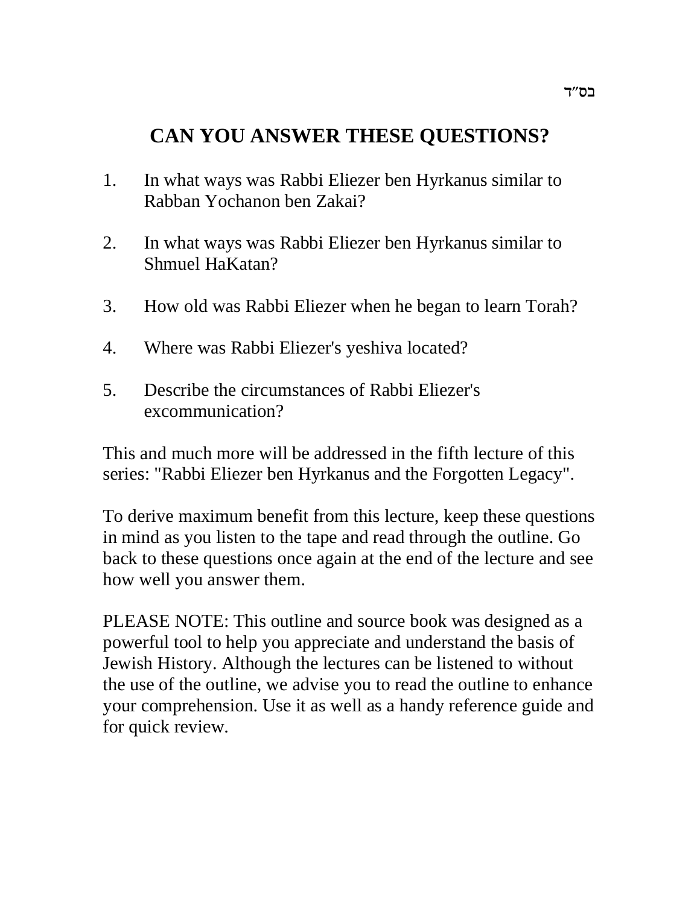בס"ד

# CAN YOU ANSWER THESE QUESTIONS?

1. In what ways was Rabbi Eliezer ben Hyrkanus similar to Rabban Yochanon ben Zakai?

2. In what ways was Rabbi Eliezer ben Hyrkanus similar to Shmuel HaKatan?

3. How old was Rabbi Eliezer when he began to learn Torah?

4. Where was Rabbi Eliezer's yeshiva located?

5. Describe the circumstances of Rabbi Eliezer's excommunication?

This and much more will be addressed in the fifth lecture of this series: "Rabbi Eliezer ben Hyrkanus and the Forgotten Legacy".

To derive maximum benefit from this lecture, keep these questions in mind as you listen to the tape and read through the outline. Go back to these questions once again at the end of the lecture and see how well you answer them.

PLEASE NOTE: This outline and source book was designed as a powerful tool to help you appreciate and understand the basis of Jewish History. Although the lectures can be listened to without the use of the outline, we advise you to read the outline to enhance your comprehension. Use it as well as a handy reference guide and for quick review.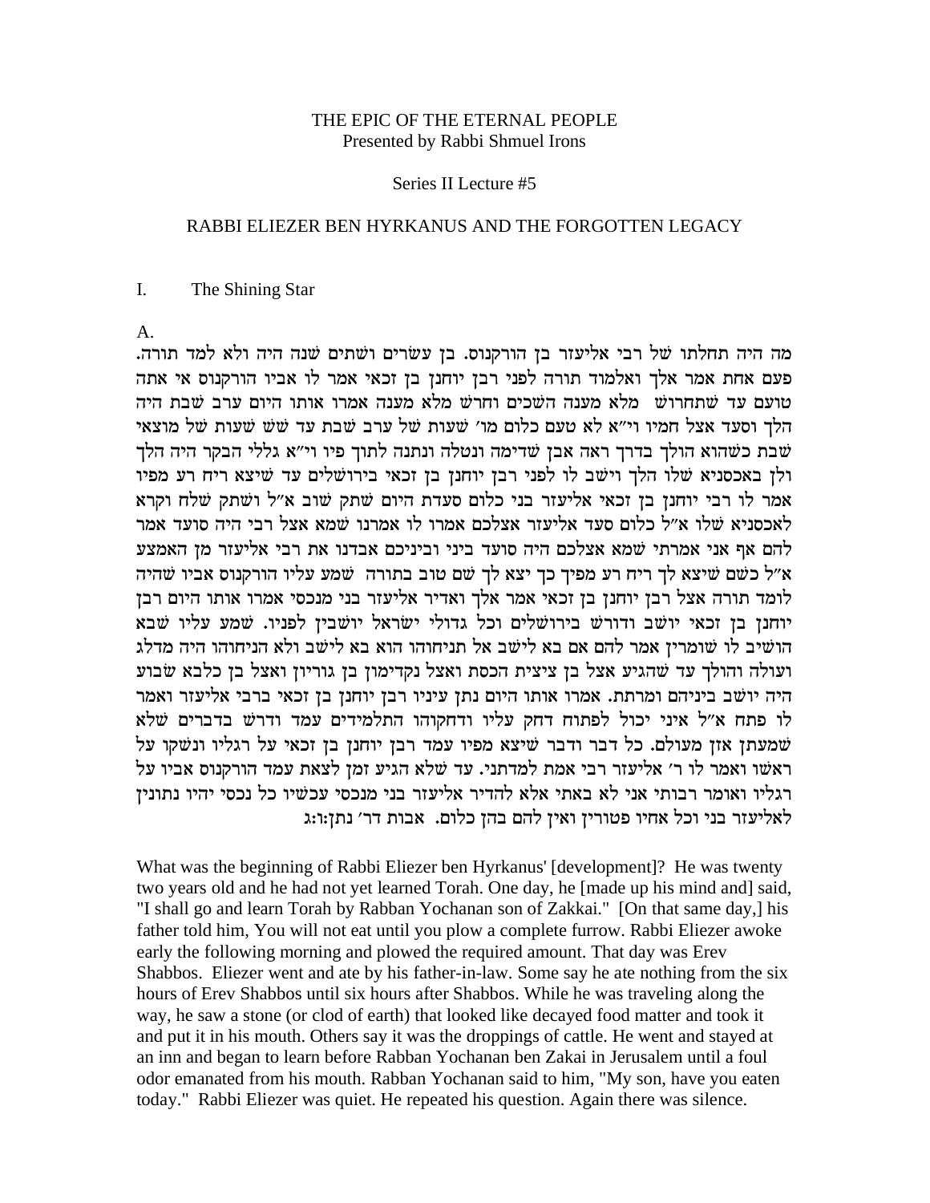THE EPIC OF THE ETERNAL PEOPLE
Presented by Rabbi Shmuel Irons

Series II Lecture #5

RABBI ELIEZER BEN HYRKANUS AND THE FORGOTTEN LEGACY

I. The Shining Star

A.

מה היה תחלתו של רבי אליעזר בן הורקנוס. בן עשרים ושתים שנה היה ולא למד תורה. פעם אחת אמר אלך ואלמוד תורה לפני רבן יוחנן בן זכאי אמר לו אביו הורקנוס אי אתה טועם עד שתחרוש מלא מענה השכים וחרש מלא מענה אמרו אותו היום ערב שבת היה הלך וסעד אצל חמיו וי"א לא טעם כלום מו' שעות של ערב שבת עד שש שעות של מוצאי שבת כשהוא הולך בדרך ראה אבן שדימה ונטלה ונתנה לתוך פיו וי"א גללי הבקר היה הלך ולן באכסניא שלו הלך וישב לו לפני רבן יוחנן בן זכאי בירושלים עד שיצא ריח רע מפיו אמר לו רבי יוחנן בן זכאי אליעזר בני כלום סעדת היום שתק שוב א"ל ושתק שלח וקרא לאכסניא שלו א"ל כלום סעד אליעזר אצלכם אמרו לו אמרנו שמא אצל רבי היה סועד אמר להם אף אני אמרתי שמא אצלכם היה סועד ביני וביניכם אבדנו את רבי אליעזר מן האמצע א"ל כשם שיצא לך ריח רע מפיך כך יצא לך שם טוב בתורה שמע עליו הורקנוס אביו שהיה לומד תורה אצל רבן יוחנן בן זכאי אמר אלך ואדיר אליעזר בני מנכסי אמרו אותו היום רבן יוחנן בן זכאי יושב ודורש בירושלים וכל גדולי ישראל יושבין לפניו. שמע עליו שבא הושיב לו שומרין אמר להם אם בא לישב אל תניחוהו הוא בא לישב ולא הניחוהו היה מדלג ועולה והולך עד שהגיע אצל בן ציצית הכסת ואצל נקדימון בן גוריון ואצל בן כלבא שבוע היה יושב ביניהם ומרתת. אמרו אותו היום נתן עיניו רבן יוחנן בן זכאי ברבי אליעזר ואמר לו פתח א"ל איני יכול לפתוח דחק עליו ודחקוהו התלמידים עמד ודרש בדברים שלא שמעתן אזן מעולם. כל דבר ודבר שיצא מפיו עמד רבן יוחנן בן זכאי על רגליו ונשקו על ראשו ואמר לו ר' אליעזר רבי אמת למדתני. עד שלא הגיע זמן לצאת עמד הורקנוס אביו על רגליו ואומר רבותי אני לא באתי אלא להדיר אליעזר בני מנכסי עכשיו כל נכסי יהיו נתונין לאליעזר בני וכל אחיו פטורין ואין להם בהן כלום. אבות דר' נתן:ו:ג

What was the beginning of Rabbi Eliezer ben Hyrkanus' [development]? He was twenty two years old and he had not yet learned Torah. One day, he [made up his mind and] said, "I shall go and learn Torah by Rabban Yochanan son of Zakkai." [On that same day,] his father told him, You will not eat until you plow a complete furrow. Rabbi Eliezer awoke early the following morning and plowed the required amount. That day was Erev Shabbos. Eliezer went and ate by his father-in-law. Some say he ate nothing from the six hours of Erev Shabbos until six hours after Shabbos. While he was traveling along the way, he saw a stone (or clod of earth) that looked like decayed food matter and took it and put it in his mouth. Others say it was the droppings of cattle. He went and stayed at an inn and began to learn before Rabban Yochanan ben Zakai in Jerusalem until a foul odor emanated from his mouth. Rabban Yochanan said to him, "My son, have you eaten today." Rabbi Eliezer was quiet. He repeated his question. Again there was silence.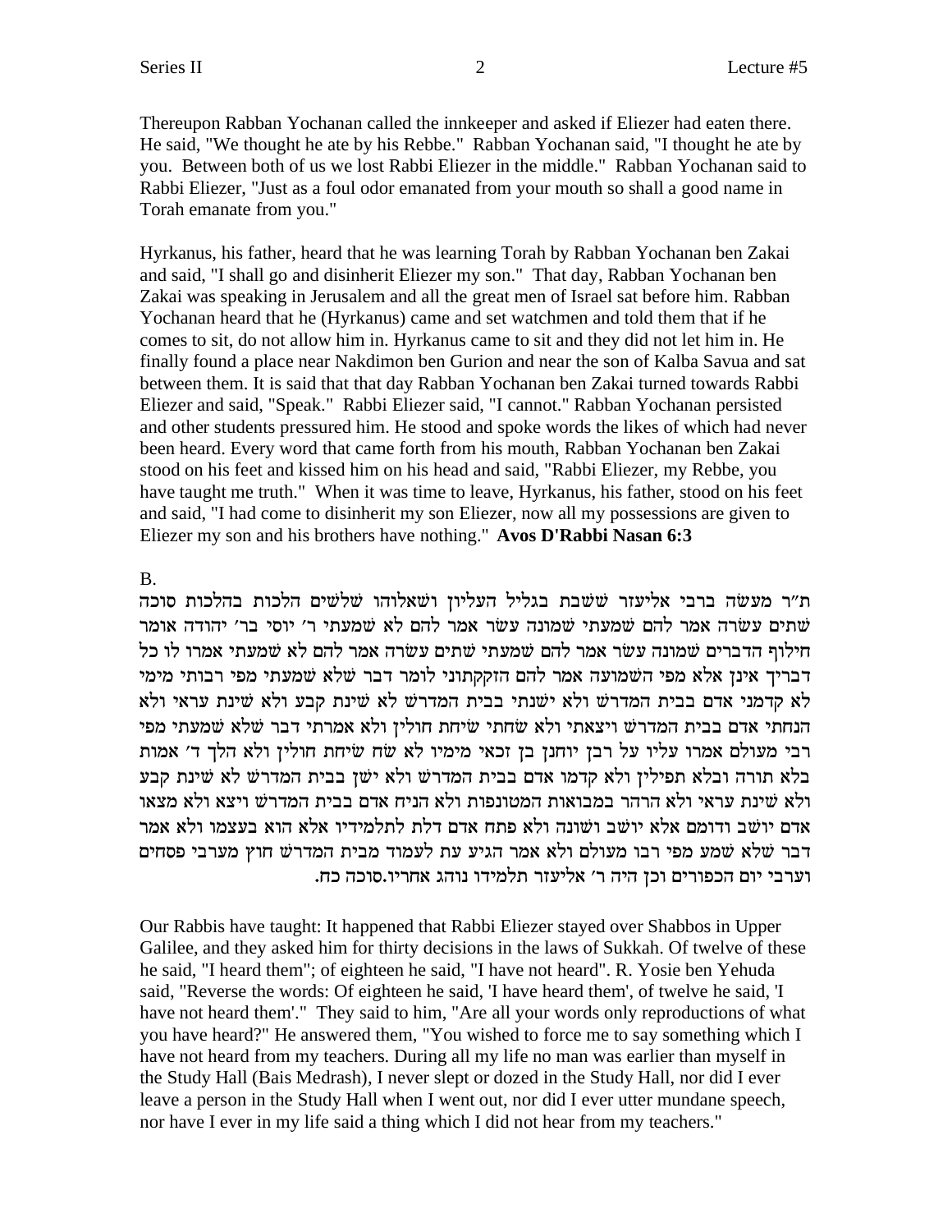Thereupon Rabban Yochanan called the innkeeper and asked if Eliezer had eaten there. He said, "We thought he ate by his Rebbe." Rabban Yochanan said, "I thought he ate by you. Between both of us we lost Rabbi Eliezer in the middle." Rabban Yochanan said to Rabbi Eliezer, "Just as a foul odor emanated from your mouth so shall a good name in Torah emanate from you."

Hyrkanus, his father, heard that he was learning Torah by Rabban Yochanan ben Zakai and said, "I shall go and disinherit Eliezer my son." That day, Rabban Yochanan ben Zakai was speaking in Jerusalem and all the great men of Israel sat before him. Rabban Yochanan heard that he (Hyrkanus) came and set watchmen and told them that if he comes to sit, do not allow him in. Hyrkanus came to sit and they did not let him in. He finally found a place near Nakdimon ben Gurion and near the son of Kalba Savua and sat between them. It is said that that day Rabban Yochanan ben Zakai turned towards Rabbi Eliezer and said, "Speak." Rabbi Eliezer said, "I cannot." Rabban Yochanan persisted and other students pressured him. He stood and spoke words the likes of which had never been heard. Every word that came forth from his mouth, Rabban Yochanan ben Zakai stood on his feet and kissed him on his head and said, "Rabbi Eliezer, my Rebbe, you have taught me truth." When it was time to leave, Hyrkanus, his father, stood on his feet and said, "I had come to disinherit my son Eliezer, now all my possessions are given to Eliezer my son and his brothers have nothing." **Avos D'Rabbi Nasan 6:3**

B.

ת"ר מעשה ברבי אליעזר ששבת בגליל העליון ושאלוהו שלשים הלכות בהלכות סוכה שתים עשרה אמר להם שמעתי שמונה עשר אמר להם לא שמעתי ר' יוסי בר' יהודה אומר חילוף הדברים שמונה עשר אמר להם שמעתי שתים עשרה אמר להם לא שמעתי אמרו לו כל דבריך אינן אלא מפי השמועה אמר להם הזקקתוני לומר דבר שלא שמעתי מפי רבותי מימי לא קדמני אדם בבית המדרש ולא ישנתי בבית המדרש לא שינת קבע ולא שינת עראי ולא הנחתי אדם בבית המדרש ויצאתי ולא שחתי שיחת חולין ולא אמרתי דבר שלא שמעתי מפי רבי מעולם אמרו עליו על רבן יוחנן בן זכאי מימיו לא שח שיחת חולין ולא הלך ד' אמות בלא תורה ובלא תפילין ולא קדמו אדם בבית המדרש ולא ישן בבית המדרש לא שינת קבע ולא שינת עראי ולא הרהר במבואות המטונפות ולא הניח אדם בבית המדרש ויצא ולא מצאו אדם יושב ודומם אלא יושב ושונה ולא פתח אדם דלת לתלמידיו אלא הוא בעצמו ולא אמר דבר שלא שמע מפי רבו מעולם ולא אמר הגיע עת לעמוד מבית המדרש חוץ מערבי פסחים וערבי יום הכפורים וכן היה ר' אליעזר תלמידו נוהג אחריו.סוכה כח.

Our Rabbis have taught: It happened that Rabbi Eliezer stayed over Shabbos in Upper Galilee, and they asked him for thirty decisions in the laws of Sukkah. Of twelve of these he said, "I heard them"; of eighteen he said, "I have not heard". R. Yosie ben Yehuda said, "Reverse the words: Of eighteen he said, 'I have heard them', of twelve he said, 'I have not heard them'." They said to him, "Are all your words only reproductions of what you have heard?" He answered them, "You wished to force me to say something which I have not heard from my teachers. During all my life no man was earlier than myself in the Study Hall (Bais Medrash), I never slept or dozed in the Study Hall, nor did I ever leave a person in the Study Hall when I went out, nor did I ever utter mundane speech, nor have I ever in my life said a thing which I did not hear from my teachers."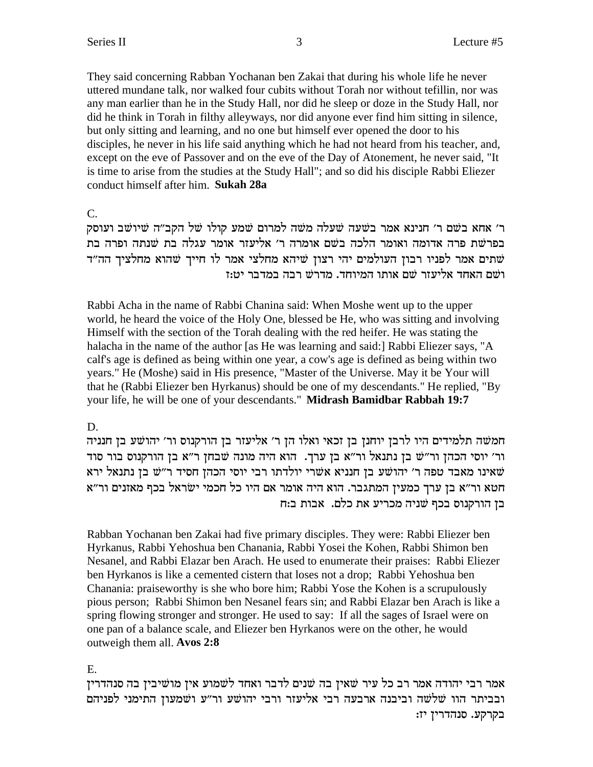They said concerning Rabban Yochanan ben Zakai that during his whole life he never uttered mundane talk, nor walked four cubits without Torah nor without tefillin, nor was any man earlier than he in the Study Hall, nor did he sleep or doze in the Study Hall, nor did he think in Torah in filthy alleyways, nor did anyone ever find him sitting in silence, but only sitting and learning, and no one but himself ever opened the door to his disciples, he never in his life said anything which he had not heard from his teacher, and, except on the eve of Passover and on the eve of the Day of Atonement, he never said, "It is time to arise from the studies at the Study Hall"; and so did his disciple Rabbi Eliezer conduct himself after him. **Sukah 28a**

C.

ר' אחא בשם ר' חנינא אמר בשעה שעלה משה למרום שמע קולו של הקב"ה שיושב ועוסק בפרשת פרה אדומה ואומר הלכה בשם אומרה ר' אליעזר אומר עגלה בת שנתה ופרה בת שתים אמר לפניו רבון העולמים יהי רצון שיהא מחלצי אמר לו חייך שהוא מחלציך הה"ד ושם האחד אליעזר שם אותו המיוחד. מדרש רבה במדבר יט:ז

Rabbi Acha in the name of Rabbi Chanina said: When Moshe went up to the upper world, he heard the voice of the Holy One, blessed be He, who was sitting and involving Himself with the section of the Torah dealing with the red heifer. He was stating the halacha in the name of the author [as He was learning and said:] Rabbi Eliezer says, "A calf's age is defined as being within one year, a cow's age is defined as being within two years." He (Moshe) said in His presence, "Master of the Universe. May it be Your will that he (Rabbi Eliezer ben Hyrkanus) should be one of my descendants." He replied, "By your life, he will be one of your descendants." **Midrash Bamidbar Rabbah 19:7**

D.

חמשה תלמידים היו לרבן יוחנן בן זכאי ואלו הן ר' אליעזר בן הורקנוס ור' יהושע בן חנניה ור' יוסי הכהן ור"ש בן נתנאל ור"א בן ערך. הוא היה מונה שבחן ר"א בן הורקנוס בור סוד שאינו מאבד טפה ר' יהושע בן חנניא אשרי יולדתו רבי יוסי הכהן חסיד ר"ש בן נתנאל ירא חטא ור"א בן ערך כמעין המתגבר. הוא היה אומר אם היו כל חכמי ישראל בכף מאזנים ור"א בן הורקנוס בכף שניה מכריע את כלם. אבות ב:ח

Rabban Yochanan ben Zakai had five primary disciples. They were: Rabbi Eliezer ben Hyrkanus, Rabbi Yehoshua ben Chanania, Rabbi Yosei the Kohen, Rabbi Shimon ben Nesanel, and Rabbi Elazar ben Arach. He used to enumerate their praises: Rabbi Eliezer ben Hyrkanos is like a cemented cistern that loses not a drop; Rabbi Yehoshua ben Chanania: praiseworthy is she who bore him; Rabbi Yose the Kohen is a scrupulously pious person; Rabbi Shimon ben Nesanel fears sin; and Rabbi Elazar ben Arach is like a spring flowing stronger and stronger. He used to say: If all the sages of Israel were on one pan of a balance scale, and Eliezer ben Hyrkanos were on the other, he would outweigh them all. **Avos 2:8**

E.

אמר רבי יהודה אמר רב כל עיר שאין בה שנים לדבר ואחד לשמוע אין מושיבין בה סנהדרין וביתר הוו שלשה וביבנה ארבעה רבי אליעזר ורבי יהושע ור"ע ושמעון התימני לפניהם בקרקע. סנהדרין יז: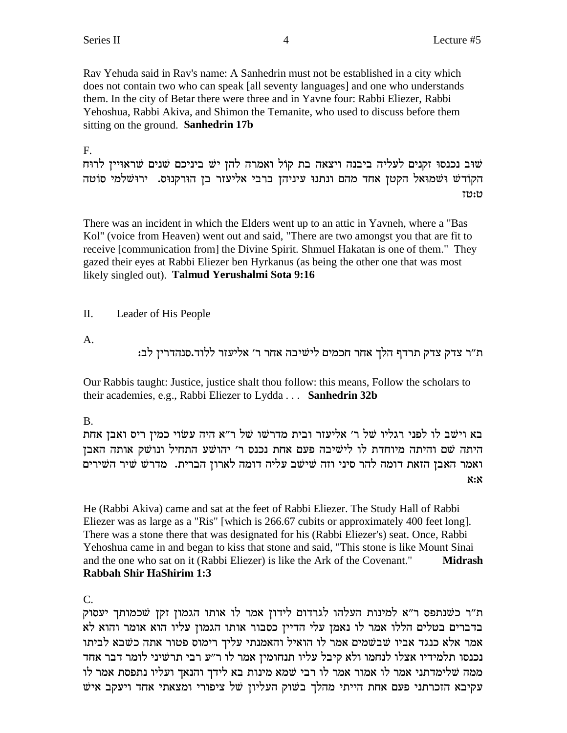Rav Yehuda said in Rav's name: A Sanhedrin must not be established in a city which does not contain two who can speak [all seventy languages] and one who understands them. In the city of Betar there were three and in Yavne four: Rabbi Eliezer, Rabbi Yehoshua, Rabbi Akiva, and Shimon the Temanite, who used to discuss before them sitting on the ground. **Sanhedrin 17b**

F.

שוב נכנסו זקנים לעליה ביבנה ויצאה בת קול ואמרה להן יש ביניכם שנים שראויין לרוח הקודש ושמואל הקטן אחד מהם ונתנו עיניהן ברבי אליעזר בן הורקנוס. ירושלמי סוטה ט:טז

There was an incident in which the Elders went up to an attic in Yavneh, where a "Bas Kol" (voice from Heaven) went out and said, "There are two amongst you that are fit to receive [communication from] the Divine Spirit. Shmuel Hakatan is one of them." They gazed their eyes at Rabbi Eliezer ben Hyrkanus (as being the other one that was most likely singled out). **Talmud Yerushalmi Sota 9:16**

II. Leader of His People

A.

ת"ר צדק צדק תרדף הלך אחר חכמים לישיבה אחר ר' אליעזר ללוד.סנהדרין לב:

Our Rabbis taught: Justice, justice shalt thou follow: this means, Follow the scholars to their academies, e.g., Rabbi Eliezer to Lydda . . . **Sanhedrin 32b**

B.

בא וישב לו לפני רגליו של ר' אליעזר ובית מדרשו של ר"א היה עשוי כמין ריס ואבן אחת היתה שם והיתה מיוחדת לו לישיבה פעם אחת נכנס ר' יהושע התחיל ונושק אותה האבן ואמר האבן הזאת דומה להר סיני וזה שישב עליה דומה לארון הברית. מדרש שיר השירים א:א

He (Rabbi Akiva) came and sat at the feet of Rabbi Eliezer. The Study Hall of Rabbi Eliezer was as large as a "Ris" [which is 266.67 cubits or approximately 400 feet long]. There was a stone there that was designated for his (Rabbi Eliezer's) seat. Once, Rabbi Yehoshua came in and began to kiss that stone and said, "This stone is like Mount Sinai and the one who sat on it (Rabbi Eliezer) is like the Ark of the Covenant." **Midrash Rabbah Shir HaShirim 1:3**

C.

ת"ר כשנתפס ר"א למינות העלהו לגרדום לידון אמר לו אותו הגמון זקן שכמותך יעסוק בדברים בטלים הללו אמר לו נאמן עלי הדיין כסבור אותו הגמון עליו הוא אומר והוא לא אמר אלא כנגד אביו שבשמים אמר לו הואיל והאמנתי עליך רימוס פטור אתה כשבא לביתו נכנסו תלמידיו אצלו לנחמו ולא קיבל עליו תנחומין אמר לו ר"ע רבי תרשיני לומר דבר אחד ממה שלימדתני אמר לו אמור אמר לו רבי שמא מינות בא לידך והנאך ועליו נתפסת אמר לו עקיבא הזכרתני פעם אחת הייתי מהלך בשוק העליון של ציפורי ומצאתי אחד ויעקב איש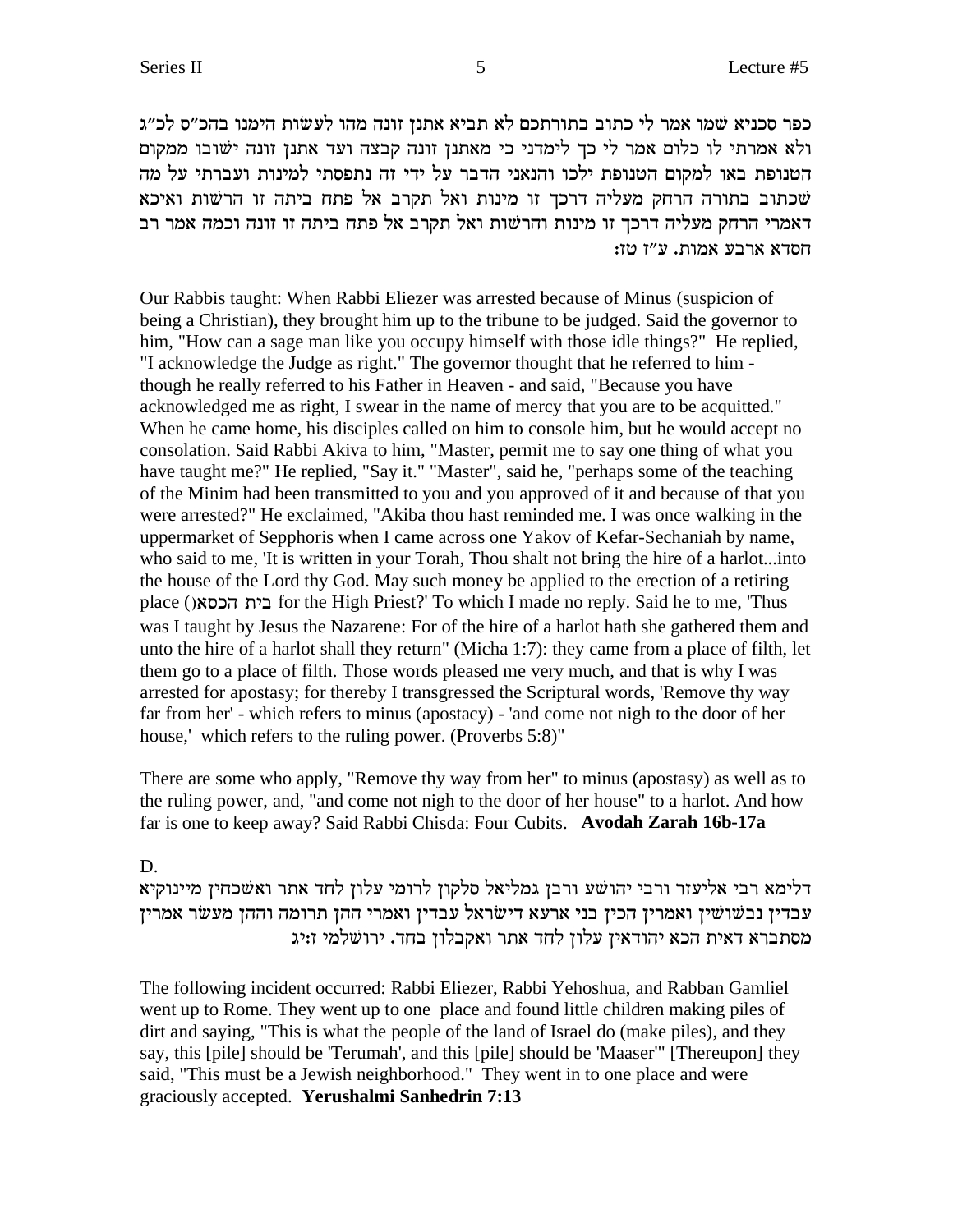כפר סכניא שמו אמר לי כתוב בתורתכם לא תביא אתנן זונה מהו לעשות הימנו בהכ״ס לכ״ג ולא אמרתי לו כלום אמר לי כך לימדני כי מאתנן זונה קבצה ועד אתנן זונה ישובו ממקום הטנופת באו למקום הטנופת ילכו והנאני הדבר על ידי זה נתפסתי למינות ועברתי על מה שכתוב בתורה הרחק מעליה דרכך זו מינות ואל תקרב אל פתח ביתה זו הרשות ואיכא דאמרי הרחק מעליה דרכך זו מינות והרשות ואל תקרב אל פתח ביתה זו זונה וכמה אמר רב חסדא ארבע אמות. ע״ז טז:

Our Rabbis taught: When Rabbi Eliezer was arrested because of Minus (suspicion of being a Christian), they brought him up to the tribune to be judged. Said the governor to him, "How can a sage man like you occupy himself with those idle things?" He replied, "I acknowledge the Judge as right." The governor thought that he referred to him - though he really referred to his Father in Heaven - and said, "Because you have acknowledged me as right, I swear in the name of mercy that you are to be acquitted." When he came home, his disciples called on him to console him, but he would accept no consolation. Said Rabbi Akiva to him, "Master, permit me to say one thing of what you have taught me?" He replied, "Say it." "Master", said he, "perhaps some of the teaching of the Minim had been transmitted to you and you approved of it and because of that you were arrested?" He exclaimed, "Akiba thou hast reminded me. I was once walking in the uppermarket of Sepphoris when I came across one Yakov of Kefar-Sechaniah by name, who said to me, 'It is written in your Torah, Thou shalt not bring the hire of a harlot...into the house of the Lord thy God. May such money be applied to the erection of a retiring place (בית הכסא) for the High Priest?' To which I made no reply. Said he to me, 'Thus was I taught by Jesus the Nazarene: For of the hire of a harlot hath she gathered them and unto the hire of a harlot shall they return" (Micha 1:7): they came from a place of filth, let them go to a place of filth. Those words pleased me very much, and that is why I was arrested for apostasy; for thereby I transgressed the Scriptural words, 'Remove thy way far from her' - which refers to minus (apostacy) - 'and come not nigh to the door of her house,' which refers to the ruling power. (Proverbs 5:8)"

There are some who apply, "Remove thy way from her" to minus (apostasy) as well as to the ruling power, and, "and come not nigh to the door of her house" to a harlot. And how far is one to keep away? Said Rabbi Chisda: Four Cubits. **Avodah Zarah 16b-17a**

D.

דלימא רבי אליעזר ורבי יהושע ורבן גמליאל סלקון לרומי עלון לחד אתר ואשכחין מיינוקיא עבדין נבשושין ואמרין הכין בני ארעא דישראל עבדין ואמרי ההן תרומה וההן מעשר אמרין מסתברא דאית הכא יהודאין עלון לחד אתר ואקבלון בחד. ירושלמי ז:יג

The following incident occurred: Rabbi Eliezer, Rabbi Yehoshua, and Rabban Gamliel went up to Rome. They went up to one place and found little children making piles of dirt and saying, "This is what the people of the land of Israel do (make piles), and they say, this [pile] should be 'Terumah', and this [pile] should be 'Maaser'" [Thereupon] they said, "This must be a Jewish neighborhood." They went in to one place and were graciously accepted. **Yerushalmi Sanhedrin 7:13**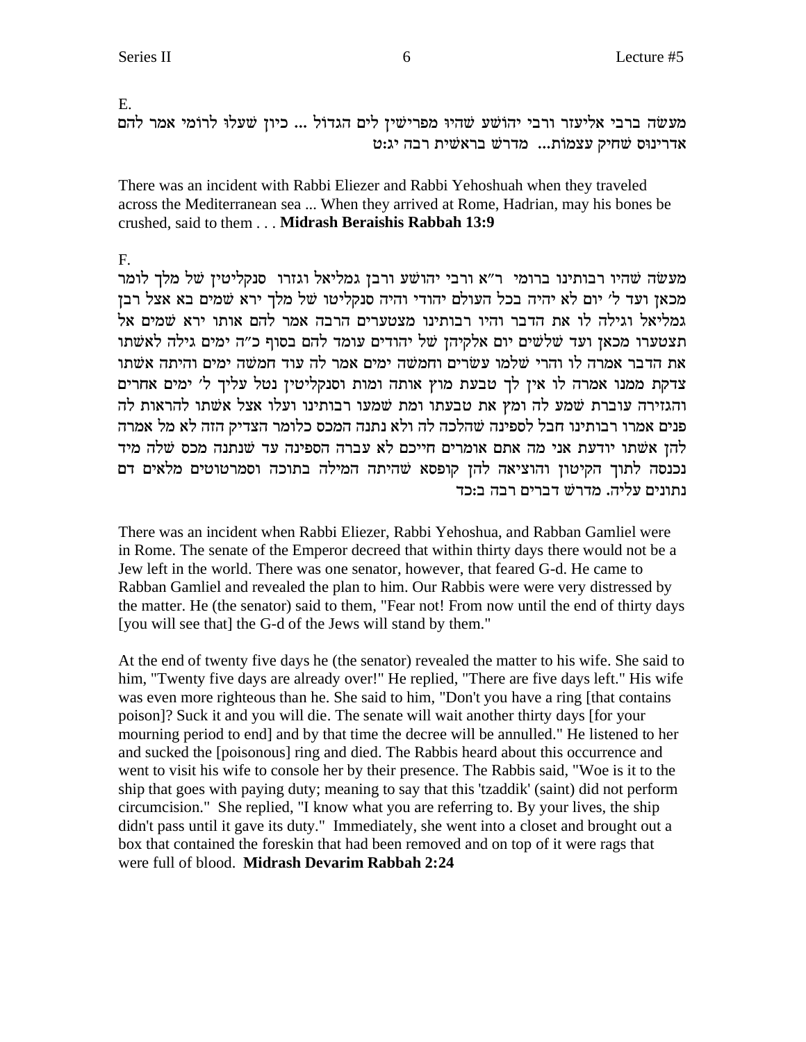E.

מעשה ברבי אליעזר ורבי יהושע שהיו מפרישין לים הגדול ... כיון שעלו לרומי אמר להם אדרינוס שחיק עצמות... מדרש בראשית רבה יג:ט

There was an incident with Rabbi Eliezer and Rabbi Yehoshuah when they traveled across the Mediterranean sea ... When they arrived at Rome, Hadrian, may his bones be crushed, said to them . . . **Midrash Beraishis Rabbah 13:9**

F.

מעשה שהיו רבותינו ברומי ר"א ורבי יהושע ורבן גמליאל וגזרו סנקליטין של מלך לומר מכאן ועד ל' יום לא יהיה בכל העולם יהודי והיה סנקליטו של מלך ירא שמים בא אצל רבן גמליאל וגילה לו את הדבר והיו רבותינו מצטערים הרבה אמר להם אותו ירא שמים אל תצטערו מכאן ועד שלשים יום אלקיהן של יהודים עומד להם בסוף כ"ה ימים גילה לאשתו את הדבר אמרה לו והרי שלמו עשרים וחמשה ימים אמר לה עוד חמשה ימים והיתה אשתו צדקת ממנו אמרה לו אין לך טבעת מוץ אותה ומות וסנקליטין נטל עליך ל' ימים אחרים והגזירה עוברת שמע לה ומץ את טבעתו ומת שמעו רבותינו ועלו אצל אשתו להראות לה פנים אמרו רבותינו חבל לספינה שהלכה לה ולא נתנה המכס כלומר הצדיק הזה לא מל אמרה להן אשתו יודעת אני מה אתם אומרים חייכם לא עברה הספינה עד שנתנה מכס שלה מיד נכנסה לתוך הקיטון והוציאה להן קופסא שהיתה המילה בתוכה וסמרטוטים מלאים דם נתונים עליה. מדרש דברים רבה ב:כד

There was an incident when Rabbi Eliezer, Rabbi Yehoshua, and Rabban Gamliel were in Rome. The senate of the Emperor decreed that within thirty days there would not be a Jew left in the world. There was one senator, however, that feared G-d. He came to Rabban Gamliel and revealed the plan to him. Our Rabbis were were very distressed by the matter. He (the senator) said to them, "Fear not! From now until the end of thirty days [you will see that] the G-d of the Jews will stand by them."

At the end of twenty five days he (the senator) revealed the matter to his wife. She said to him, "Twenty five days are already over!" He replied, "There are five days left." His wife was even more righteous than he. She said to him, "Don't you have a ring [that contains poison]? Suck it and you will die. The senate will wait another thirty days [for your mourning period to end] and by that time the decree will be annulled." He listened to her and sucked the [poisonous] ring and died. The Rabbis heard about this occurrence and went to visit his wife to console her by their presence. The Rabbis said, "Woe is it to the ship that goes with paying duty; meaning to say that this 'tzaddik' (saint) did not perform circumcision." She replied, "I know what you are referring to. By your lives, the ship didn't pass until it gave its duty." Immediately, she went into a closet and brought out a box that contained the foreskin that had been removed and on top of it were rags that were full of blood. **Midrash Devarim Rabbah 2:24**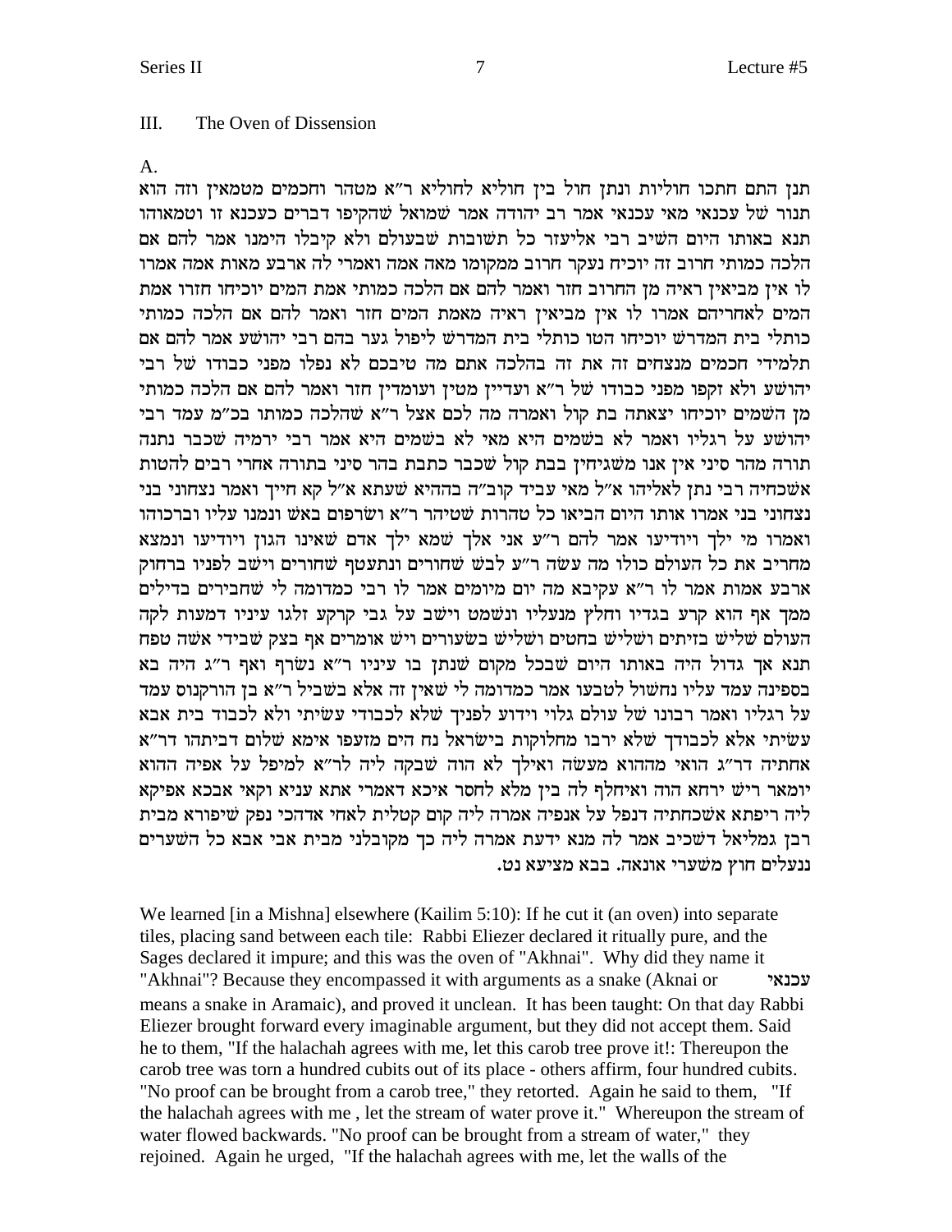## III. The Oven of Dissension

A.

תנן התם חתכו חוליות ונתן חול בין חוליא לחוליא ר"א מטהר וחכמים מטמאין וזה הוא תנור של עכנאי מאי עכנאי אמר רב יהודה אמר שמואל שהקיפו דברים כעכנא זו וטמאוהו תנא באותו היום השיב רבי אליעזר כל תשובות שבעולם ולא קיבלו הימנו אמר להם אם הלכה כמותי חרוב זה יוכיח נעקר חרוב ממקומו מאה אמה ואמרי לה ארבע מאות אמה אמרו לו אין מביאין ראיה מן החרוב חזר ואמר להם אם הלכה כמותי אמת המים יוכיחו חזרו אמת המים לאחריהם אמרו לו אין מביאין ראיה מאמת המים חזר ואמר להם אם הלכה כמותי כותלי בית המדרש יוכיחו הטו כותלי בית המדרש ליפול גער בהם רבי יהושע אמר להם אם תלמידי חכמים מנצחים זה את זה בהלכה אתם מה טיבכם לא נפלו מפני כבודו של רבי יהושע ולא זקפו מפני כבודו של ר"א ועדיין מטין ועומדין חזר ואמר להם אם הלכה כמותי מן השמים יוכיחו יצאתה בת קול ואמרה מה לכם אצל ר"א שהלכה כמותו בכ"מ עמד רבי יהושע על רגליו ואמר לא בשמים היא מאי לא בשמים היא אמר רבי ירמיה שכבר נתנה תורה מהר סיני אין אנו משגיחין בבת קול שכבר כתבת בהר סיני בתורה אחרי רבים להטות אשכחיה רבי נתן לאליהו א"ל מאי עביד קוב"ה בההיא שעתא א"ל קא חייך ואמר נצחוני בני נצחוני בני אמרו אותו היום הביאו כל טהרות שטיהר ר"א ושרפום באש ונמנו עליו וברכוהו ואמרו מי ילך ויודיעו אמר להם ר"ע אני אלך שמא ילך אדם שאינו הגון ויודיעו ונמצא מחריב את כל העולם כולו מה עשה ר"ע לבש שחורים ונתעטף שחורים וישב לפניו ברחוק ארבע אמות אמר לו ר"א עקיבא מה יום מיומים אמר לו רבי כמדומה לי שחבירים בדילים ממך אף הוא קרע בגדיו וחלץ מנעליו ונשמט וישב על גבי קרקע זלגו עיניו דמעות לקה העולם שליש בזיתים ושליש בחטים ושליש בשעורים ויש אומרים אף בצק שבידי אשה טפח תנא אך גדול היה באותו היום שבכל מקום שנתן בו עיניו ר"א נשרף ואף ר"ג היה בא בספינה עמד עליו נחשול לטבעו אמר כמדומה לי שאין זה אלא בשביל ר"א בן הורקנוס עמד על רגליו ואמר רבונו של עולם גלוי וידוע לפניך שלא לכבודי עשיתי ולא לכבוד בית אבא עשיתי אלא לכבודך שלא ירבו מחלוקות בישראל נח הים מזעפו אימא שלום דביתהו דר"א אחתיה דר"ג הואי מההוא מעשה ואילך לא הוה שבקה ליה לר"א למיפל על אפיה ההוא יומא ריש ירחא הוה ואיחלף לה בין מלא לחסר איכא דאמרי אתא עניא וקאי אבבא אפיקא ליה ריפתא אשכחתיה דנפל על אנפיה אמרה ליה קום קטלית לאחי אדהכי נפק שיפורא מבית רבן גמליאל דשכיב אמר לה מנא ידעת אמרה ליה כך מקובלני מבית אבי אבא כל השערים ננעלים חוץ משערי אונאה. בבא מציעא נט.

We learned [in a Mishna] elsewhere (Kailim 5:10): If he cut it (an oven) into separate tiles, placing sand between each tile: Rabbi Eliezer declared it ritually pure, and the Sages declared it impure; and this was the oven of "Akhnai". Why did they name it "Akhnai"? Because they encompassed it with arguments as a snake (Aknai or עכנאי means a snake in Aramaic), and proved it unclean. It has been taught: On that day Rabbi Eliezer brought forward every imaginable argument, but they did not accept them. Said he to them, "If the halachah agrees with me, let this carob tree prove it!: Thereupon the carob tree was torn a hundred cubits out of its place - others affirm, four hundred cubits. "No proof can be brought from a carob tree," they retorted. Again he said to them, "If the halachah agrees with me , let the stream of water prove it." Whereupon the stream of water flowed backwards. "No proof can be brought from a stream of water," they rejoined. Again he urged, "If the halachah agrees with me, let the walls of the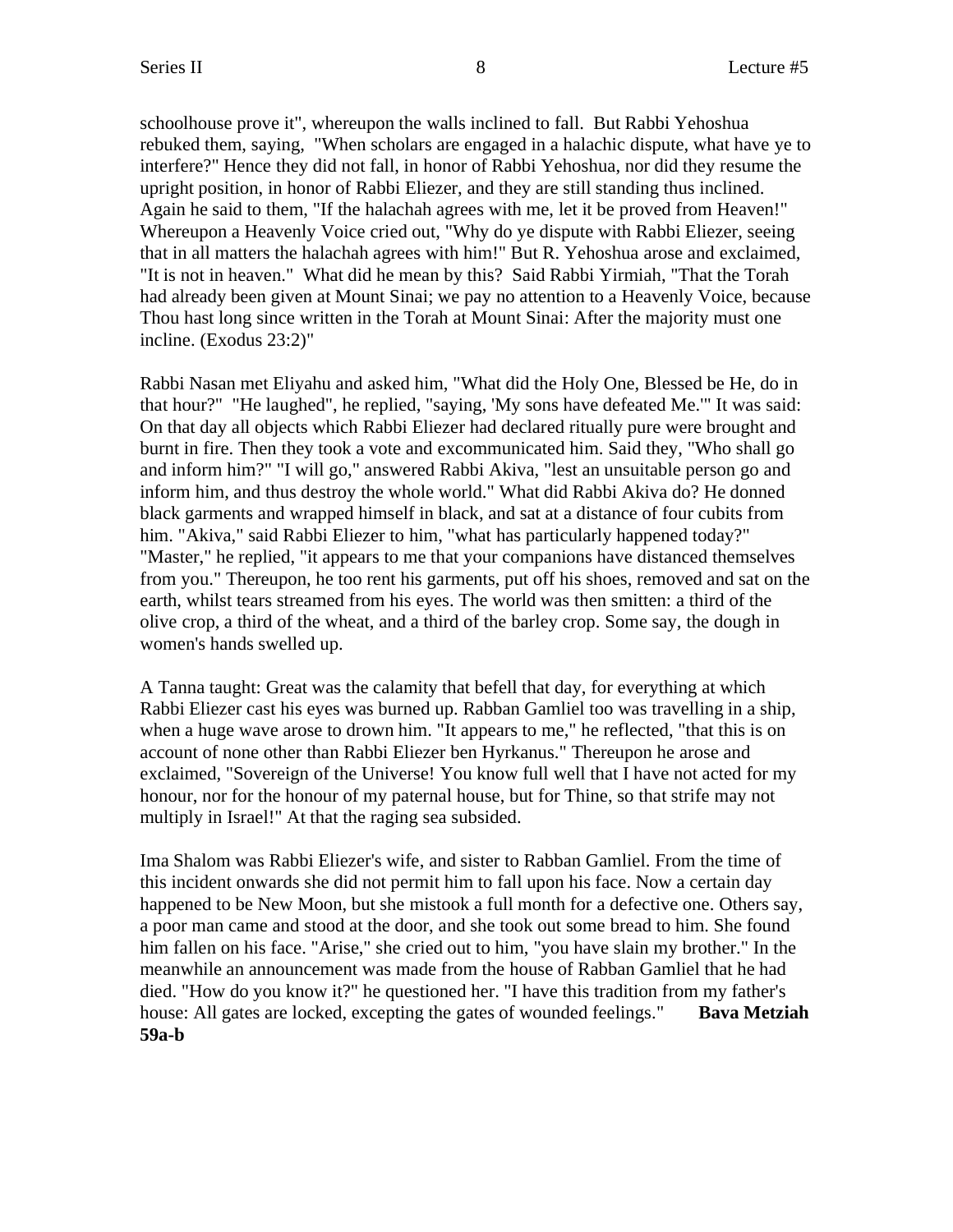schoolhouse prove it", whereupon the walls inclined to fall. But Rabbi Yehoshua rebuked them, saying, "When scholars are engaged in a halachic dispute, what have ye to interfere?" Hence they did not fall, in honor of Rabbi Yehoshua, nor did they resume the upright position, in honor of Rabbi Eliezer, and they are still standing thus inclined. Again he said to them, "If the halachah agrees with me, let it be proved from Heaven!" Whereupon a Heavenly Voice cried out, "Why do ye dispute with Rabbi Eliezer, seeing that in all matters the halachah agrees with him!" But R. Yehoshua arose and exclaimed, "It is not in heaven." What did he mean by this? Said Rabbi Yirmiah, "That the Torah had already been given at Mount Sinai; we pay no attention to a Heavenly Voice, because Thou hast long since written in the Torah at Mount Sinai: After the majority must one incline. (Exodus 23:2)"

Rabbi Nasan met Eliyahu and asked him, "What did the Holy One, Blessed be He, do in that hour?" "He laughed", he replied, "saying, 'My sons have defeated Me.'" It was said: On that day all objects which Rabbi Eliezer had declared ritually pure were brought and burnt in fire. Then they took a vote and excommunicated him. Said they, "Who shall go and inform him?" "I will go," answered Rabbi Akiva, "lest an unsuitable person go and inform him, and thus destroy the whole world." What did Rabbi Akiva do? He donned black garments and wrapped himself in black, and sat at a distance of four cubits from him. "Akiva," said Rabbi Eliezer to him, "what has particularly happened today?" "Master," he replied, "it appears to me that your companions have distanced themselves from you." Thereupon, he too rent his garments, put off his shoes, removed and sat on the earth, whilst tears streamed from his eyes. The world was then smitten: a third of the olive crop, a third of the wheat, and a third of the barley crop. Some say, the dough in women's hands swelled up.

A Tanna taught: Great was the calamity that befell that day, for everything at which Rabbi Eliezer cast his eyes was burned up. Rabban Gamliel too was travelling in a ship, when a huge wave arose to drown him. "It appears to me," he reflected, "that this is on account of none other than Rabbi Eliezer ben Hyrkanus." Thereupon he arose and exclaimed, "Sovereign of the Universe! You know full well that I have not acted for my honour, nor for the honour of my paternal house, but for Thine, so that strife may not multiply in Israel!" At that the raging sea subsided.

Ima Shalom was Rabbi Eliezer's wife, and sister to Rabban Gamliel. From the time of this incident onwards she did not permit him to fall upon his face. Now a certain day happened to be New Moon, but she mistook a full month for a defective one. Others say, a poor man came and stood at the door, and she took out some bread to him. She found him fallen on his face. "Arise," she cried out to him, "you have slain my brother." In the meanwhile an announcement was made from the house of Rabban Gamliel that he had died. "How do you know it?" he questioned her. "I have this tradition from my father's house: All gates are locked, excepting the gates of wounded feelings." **Bava Metziah 59a-b**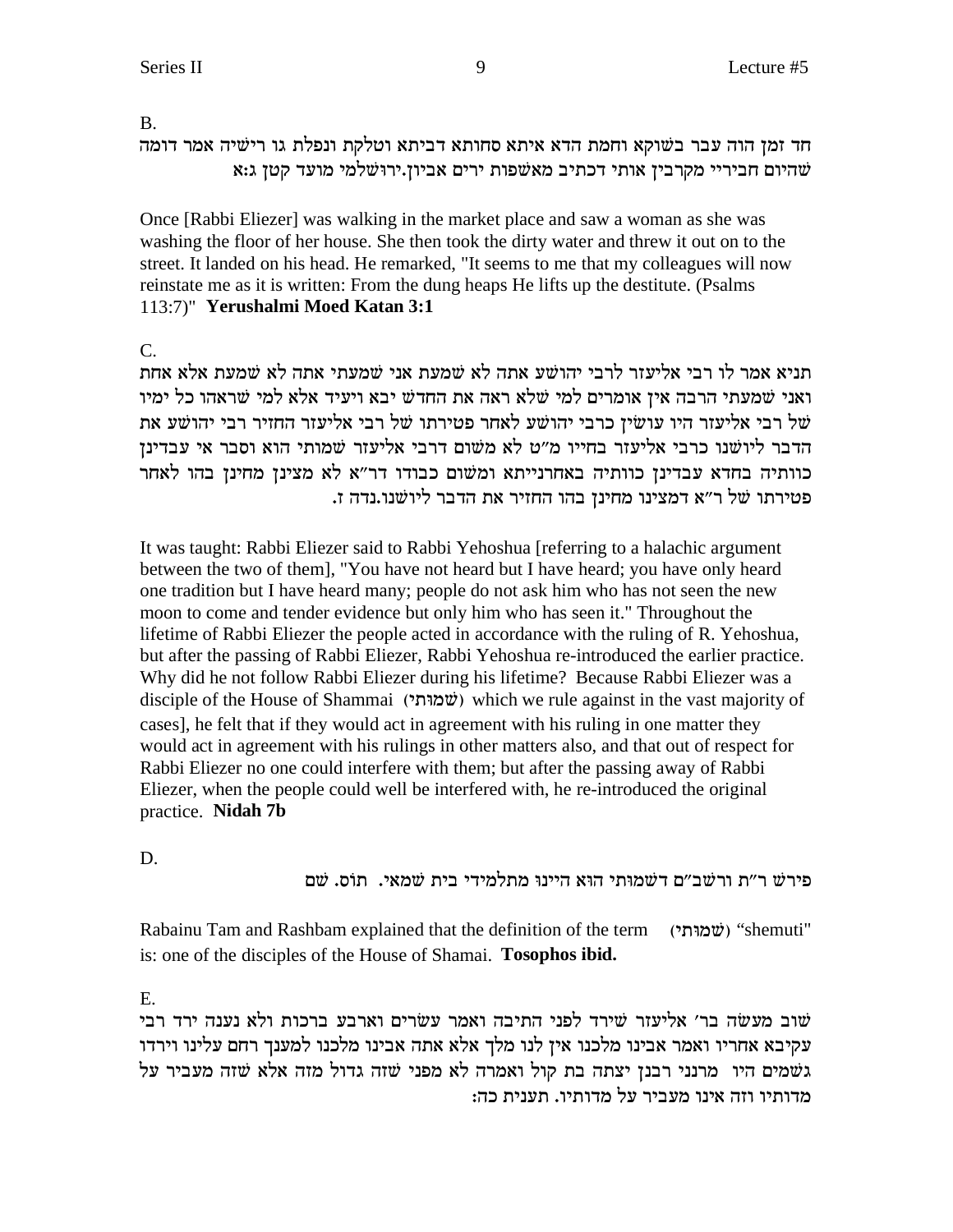B.

חד זמן הוה עבר בשוקא וחמת הדא איתא סחותא דביתא וטלקת ונפלת גו רישיה אמר דומה שהיום חביריי מקרבין אותי דכתיב מאשפות ירים אביון.ירושלמי מועד קטן ג:א

Once [Rabbi Eliezer] was walking in the market place and saw a woman as she was washing the floor of her house. She then took the dirty water and threw it out on to the street. It landed on his head. He remarked, "It seems to me that my colleagues will now reinstate me as it is written: From the dung heaps He lifts up the destitute. (Psalms 113:7)" **Yerushalmi Moed Katan 3:1**

C.

תניא אמר לו רבי אליעזר לרבי יהושע אתה לא שמעת אני שמעתי אתה לא שמעת אלא אחת ואני שמעתי הרבה אין אומרים למי שלא ראה את החדש יבא ויעיד אלא למי שראהו כל ימיו של רבי אליעזר היו עושין כרבי יהושע לאחר פטירתו של רבי אליעזר החזיר רבי יהושע את הדבר ליושנו כרבי אליעזר בחייו מ"ט לא משום דרבי אליעזר שמותי הוא וסבר אי עבדינן כוותיה בחדא עבדינן כוותיה באחרנייתא ומשום כבודו דר"א לא מצינן מחינן בהו לאחר פטירתו של ר"א דמצינו מחינן בהו החזיר את הדבר ליושנו.נדה ז.

It was taught: Rabbi Eliezer said to Rabbi Yehoshua [referring to a halachic argument between the two of them], "You have not heard but I have heard; you have only heard one tradition but I have heard many; people do not ask him who has not seen the new moon to come and tender evidence but only him who has seen it." Throughout the lifetime of Rabbi Eliezer the people acted in accordance with the ruling of R. Yehoshua, but after the passing of Rabbi Eliezer, Rabbi Yehoshua re-introduced the earlier practice. Why did he not follow Rabbi Eliezer during his lifetime? Because Rabbi Eliezer was a disciple of the House of Shammai (שמותי) which we rule against in the vast majority of cases], he felt that if they would act in agreement with his ruling in one matter they would act in agreement with his rulings in other matters also, and that out of respect for Rabbi Eliezer no one could interfere with them; but after the passing away of Rabbi Eliezer, when the people could well be interfered with, he re-introduced the original practice. **Nidah 7b**

D.

פירש ר"ת ורשב"ם דשמותי הוא היינו מתלמידי בית שמאי. תוס. שם

Rabainu Tam and Rashbam explained that the definition of the term (שמותי) "shemuti" is: one of the disciples of the House of Shamai. **Tosophos ibid.**

E.

שוב מעשה בר' אליעזר שירד לפני התיבה ואמר עשרים וארבע ברכות ולא נענה ירד רבי עקיבא אחריו ואמר אבינו מלכנו אין לנו מלך אלא אתה אבינו מלכנו למענך רחם עלינו וירדו גשמים היו מרנני רבנן יצתה בת קול ואמרה לא מפני שזה גדול מזה אלא שזה מעביר על מדותיו וזה אינו מעביר על מדותיו. תענית כה: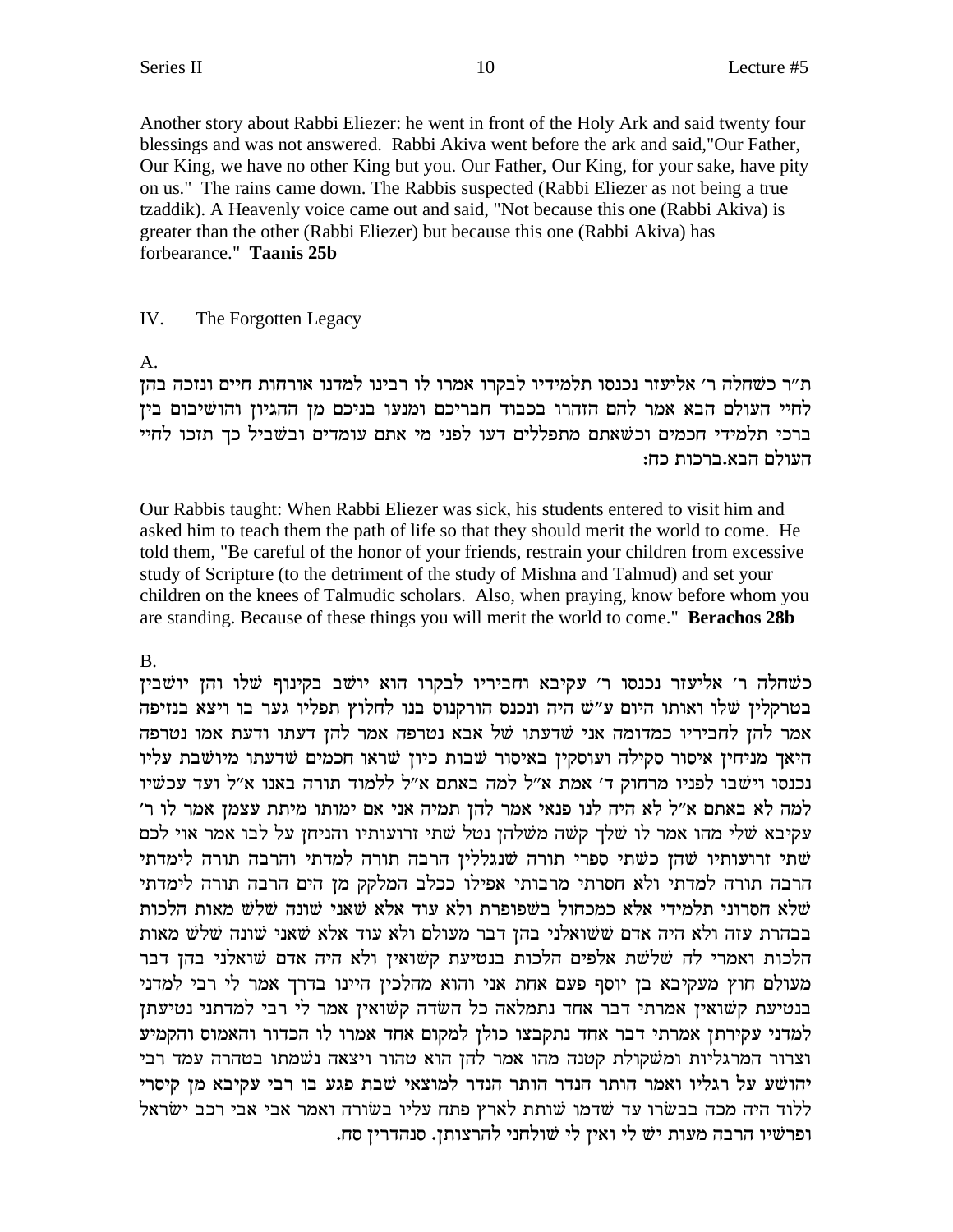Another story about Rabbi Eliezer: he went in front of the Holy Ark and said twenty four blessings and was not answered. Rabbi Akiva went before the ark and said,"Our Father, Our King, we have no other King but you. Our Father, Our King, for your sake, have pity on us." The rains came down. The Rabbis suspected (Rabbi Eliezer as not being a true tzaddik). A Heavenly voice came out and said, "Not because this one (Rabbi Akiva) is greater than the other (Rabbi Eliezer) but because this one (Rabbi Akiva) has forbearance." **Taanis 25b**

IV. The Forgotten Legacy

A.

ת"ר כשחלה ר' אליעזר נכנסו תלמידיו לבקרו אמרו לו רבינו למדנו אורחות חיים ונזכה בהן לחיי העולם הבא אמר להם הזהרו בכבוד חבריכם ומנעו בניכם מן ההגיון והושיבום בין ברכי תלמידי חכמים וכשאתם מתפללים דעו לפני מי אתם עומדים ובשביל כך תזכו לחיי העולם הבא.ברכות כח:

Our Rabbis taught: When Rabbi Eliezer was sick, his students entered to visit him and asked him to teach them the path of life so that they should merit the world to come. He told them, "Be careful of the honor of your friends, restrain your children from excessive study of Scripture (to the detriment of the study of Mishna and Talmud) and set your children on the knees of Talmudic scholars. Also, when praying, know before whom you are standing. Because of these things you will merit the world to come." **Berachos 28b**

B.

כשחלה ר' אליעזר נכנסו ר' עקיבא וחביריו לבקרו הוא יושב בקינוף שלו והן יושבין בטרקלין שלו ואותו היום ע"ש היה ונכנס הורקנוס בנו לחלוץ תפליו גער בו ויצא בנזיפה אמר להן לחביריו כמדומה אני שדעתו של אבא נטרפה אמר להן דעתו ודעת אמו נטרפה היאך מניחין איסור סקילה ועוסקין באיסור שבות כיון שראו חכמים שדעתו מיושבת עליו נכנסו וישבו לפניו מרחוק ד' אמות א"ל למה באתם א"ל ללמוד תורה באנו א"ל ועד עכשיו למה לא באתם א"ל לא היה לנו פנאי אמר להן תמיה אני אם ימותו מיתת עצמן אמר לו ר' עקיבא שלי מהו אמר לו שלך קשה משלהן נטל שתי זרועותיו והניחן על לבו אמר אוי לכם שתי זרועותיו שהן כשתי ספרי תורה שנגללין הרבה תורה למדתי והרבה תורה לימדתי הרבה תורה למדתי ולא חסרתי מרבותי אפילו ככלב המלקק מן הים הרבה תורה לימדתי שלא חסרוני תלמידי אלא כמכחול בשפופרת ולא עוד אלא שאני שונה שלש מאות הלכות בבהרת עזה ולא היה אדם ששואלני בהן דבר מעולם ולא עוד אלא שאני שונה שלש מאות הלכות ואמרי לה שלשת אלפים הלכות בנטיעת קשואין ולא היה אדם שואלני בהן דבר מעולם חוץ מעקיבא בן יוסף פעם אחת אני והוא מהלכין היינו בדרך אמר לי רבי למדני בנטיעת קשואין אמרתי דבר אחד נתמלאה כל השדה קשואין אמר לי רבי למדתני נטיעתן למדני עקירתן אמרתי דבר אחד נתקבצו כולן למקום אחד אמרו לו הכדור והאמוס והקמיע וצרור המרגליות ומשקולת קטנה מהו אמר להן הן טמאין וטהרתן במה שהן אמרו לו מנעל שעל גבי האמוס מהו אמר להן הוא טהור ויצאה נשמתו בטהרה עמד רבי יהושע על רגליו ואמר הותר הנדר הותר הנדר למוצאי שבת פגע בו רבי עקיבא מן קיסרי ללוד היה מכה בבשרו עד שדמו שותת לארץ פתח עליו בשורה ואמר אבי אבי רכב ישראל ופרשיו הרבה מעות יש לי ואין לי שולחני להרצותן. סנהדרין סח.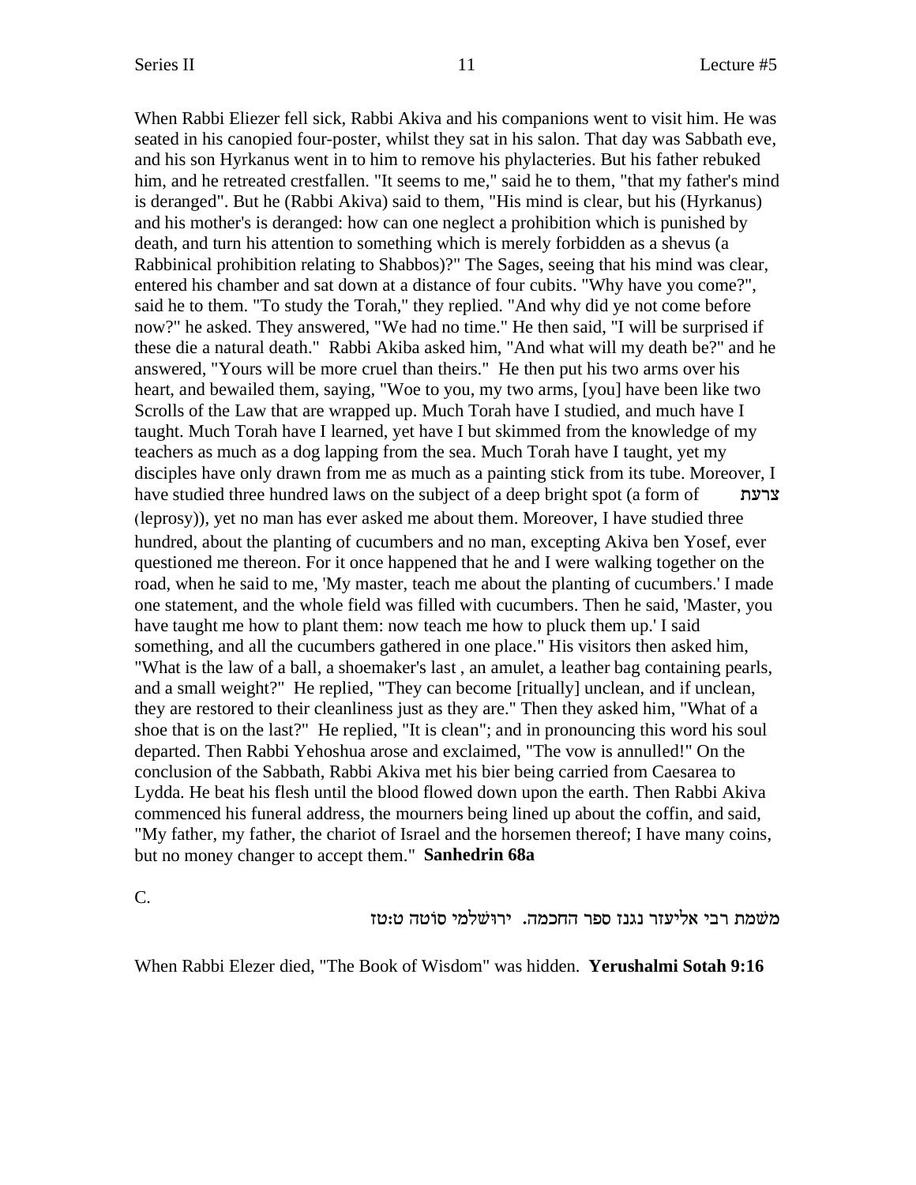When Rabbi Eliezer fell sick, Rabbi Akiva and his companions went to visit him. He was seated in his canopied four-poster, whilst they sat in his salon. That day was Sabbath eve, and his son Hyrkanus went in to him to remove his phylacteries. But his father rebuked him, and he retreated crestfallen. "It seems to me," said he to them, "that my father's mind is deranged". But he (Rabbi Akiva) said to them, "His mind is clear, but his (Hyrkanus) and his mother's is deranged: how can one neglect a prohibition which is punished by death, and turn his attention to something which is merely forbidden as a shevus (a Rabbinical prohibition relating to Shabbos)?" The Sages, seeing that his mind was clear, entered his chamber and sat down at a distance of four cubits. "Why have you come?", said he to them. "To study the Torah," they replied. "And why did ye not come before now?" he asked. They answered, "We had no time." He then said, "I will be surprised if these die a natural death." Rabbi Akiba asked him, "And what will my death be?" and he answered, "Yours will be more cruel than theirs." He then put his two arms over his heart, and bewailed them, saying, "Woe to you, my two arms, [you] have been like two Scrolls of the Law that are wrapped up. Much Torah have I studied, and much have I taught. Much Torah have I learned, yet have I but skimmed from the knowledge of my teachers as much as a dog lapping from the sea. Much Torah have I taught, yet my disciples have only drawn from me as much as a painting stick from its tube. Moreover, I have studied three hundred laws on the subject of a deep bright spot (a form of צרעת (leprosy)), yet no man has ever asked me about them. Moreover, I have studied three hundred, about the planting of cucumbers and no man, excepting Akiva ben Yosef, ever questioned me thereon. For it once happened that he and I were walking together on the road, when he said to me, 'My master, teach me about the planting of cucumbers.' I made one statement, and the whole field was filled with cucumbers. Then he said, 'Master, you have taught me how to plant them: now teach me how to pluck them up.' I said something, and all the cucumbers gathered in one place." His visitors then asked him, "What is the law of a ball, a shoemaker's last , an amulet, a leather bag containing pearls, and a small weight?" He replied, "They can become [ritually] unclean, and if unclean, they are restored to their cleanliness just as they are." Then they asked him, "What of a shoe that is on the last?" He replied, "It is clean"; and in pronouncing this word his soul departed. Then Rabbi Yehoshua arose and exclaimed, "The vow is annulled!" On the conclusion of the Sabbath, Rabbi Akiva met his bier being carried from Caesarea to Lydda. He beat his flesh until the blood flowed down upon the earth. Then Rabbi Akiva commenced his funeral address, the mourners being lined up about the coffin, and said, "My father, my father, the chariot of Israel and the horsemen thereof; I have many coins, but no money changer to accept them." **Sanhedrin 68a**

C.

משמת רבי אליעזר נגנז ספר החכמה. ירושלמי סוטה ט:טז

When Rabbi Elezer died, "The Book of Wisdom" was hidden. **Yerushalmi Sotah 9:16**